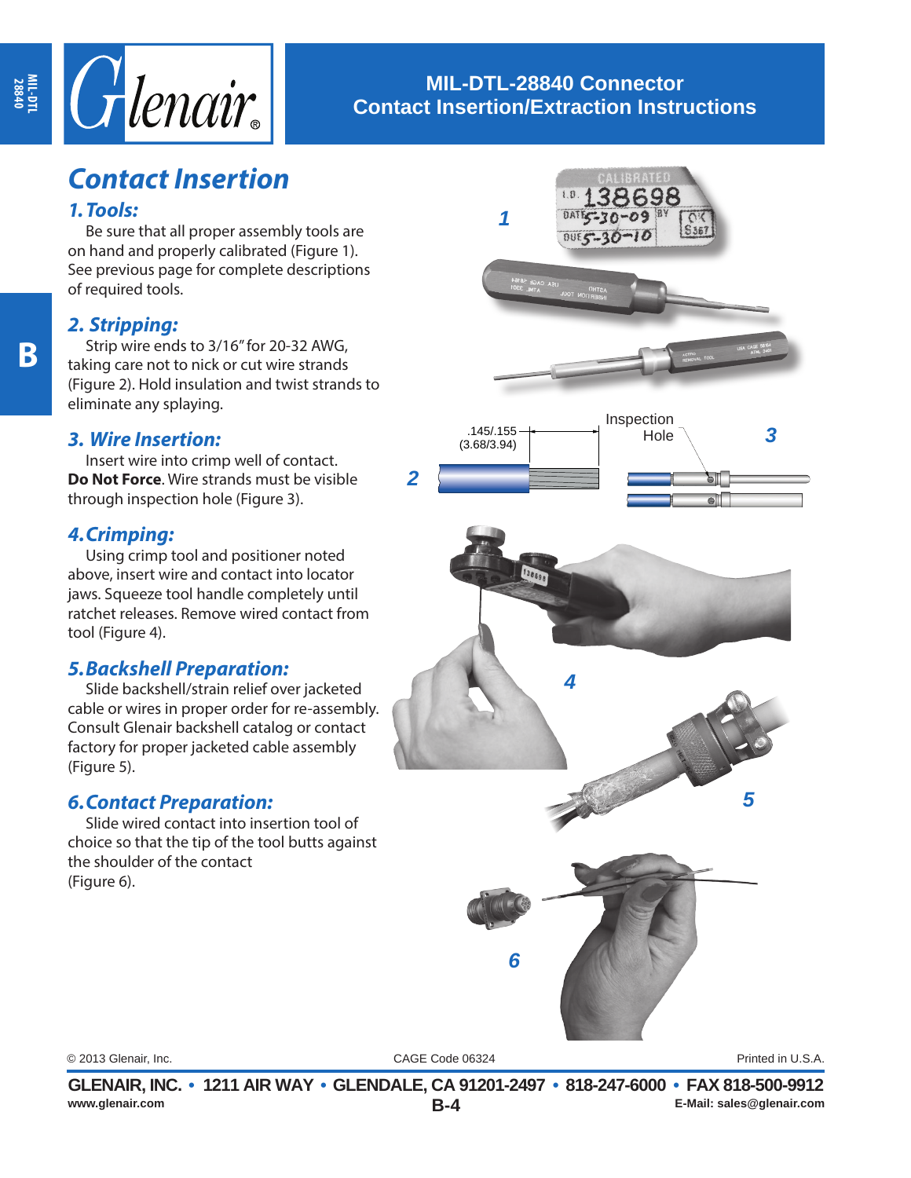# MIL-DTL-28840 Connector Contact Insertion/Extraction Instructions

## Contact Insertion

### 1. Tools:

Be sure that all proper assembly tools are on hand and properly calibrated (Figure 1). See previous page for complete descriptions of required tools.

### 2. Stripping:

Strip wire ends to 3/16" for 20-32 AWG, taking care not to nick or cut wire strands (Figure 2). Hold insulation and twist strands to eliminate any splaying.

### 3. Wire Insertion:

Insert wire into crimp well of contact. **Do Not Force**. Wire strands must be visible through inspection hole (Figure 3).

### 4. Crimping:

Using crimp tool and positioner noted above, insert wire and contact into locator jaws. Squeeze tool handle completely until ratchet releases. Remove wired contact from tool (Figure 4).

### 5. Backshell Preparation:

Slide backshell/strain relief over jacketed cable or wires in proper order for re-assembly. Consult Glenair backshell catalog or contact factory for proper jacketed cable assembly (Figure 5).

### 6. Contact Preparation:

Slide wired contact into insertion tool of choice so that the tip of the tool butts against the shoulder of the contact (Figure 6).

1

.145/.155 (3.68/3.94)

2

Inspection Hole

3

4

5

6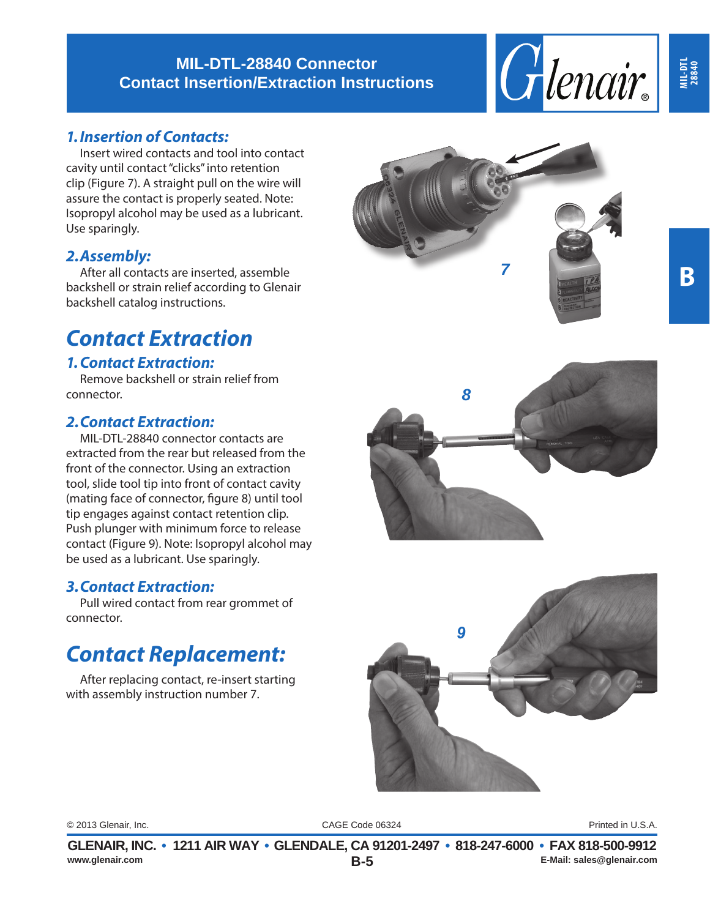# MIL-DTL-28840 Connector Contact Insertion/Extraction Instructions

### 1. Insertion of Contacts:

Insert wired contacts and tool into contact cavity until contact "clicks" into retention clip (Figure 7). A straight pull on the wire will assure the contact is properly seated. Note: Isopropyl alcohol may be used as a lubricant. Use sparingly.

### 2. Assembly:

After all contacts are inserted, assemble backshell or strain relief according to Glenair backshell catalog instructions.

7

## Contact Extraction

### 1. Contact Extraction:

Remove backshell or strain relief from connector.

### 2. Contact Extraction:

MIL-DTL-28840 connector contacts are extracted from the rear but released from the front of the connector. Using an extraction tool, slide tool tip into front of contact cavity (mating face of connector, figure 8) until tool tip engages against contact retention clip. Push plunger with minimum force to release contact (Figure 9). Note: Isopropyl alcohol may be used as a lubricant. Use sparingly.

8

### 3. Contact Extraction:

Pull wired contact from rear grommet of connector.

9

## Contact Replacement:

After replacing contact, re-insert starting with assembly instruction number 7.

© 2013 Glenair, Inc. CAGE Code 06324 Printed in U.S.A.

**GLENAIR, INC. • 1211 AIR WAY • GLENDALE, CA 91201-2497 • 818-247-6000 • FAX 818-500-9912**

www.glenair.com E-Mail: sales@glenair.com